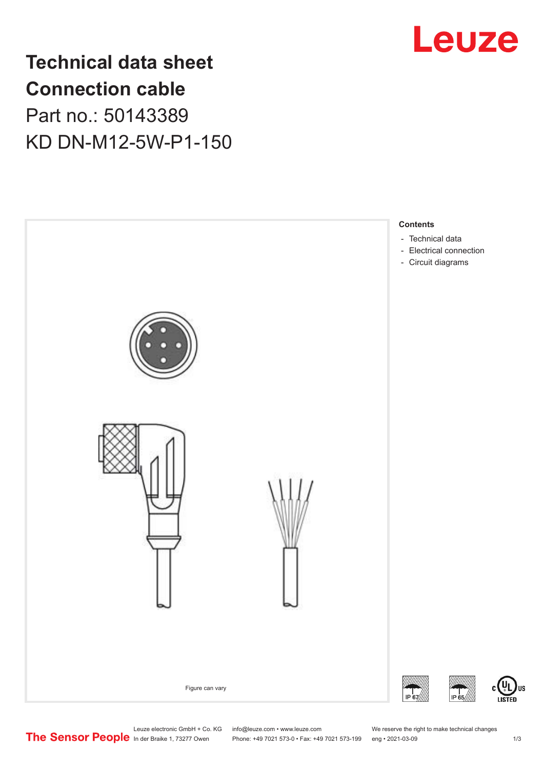# Technical data sheet
# Connection cable

## Part no.: 50143389

## KD DN-M12-5W-P1-150

Figure can vary

**Contents**

- Technical data
- Electrical connection
- Circuit diagrams

IP 67

IP 65

c UL US LISTED

Leuze electronic GmbH + Co. KG
In der Braike 1, 73277 Owen

info@leuze.com • www.leuze.com
Phone: +49 7021 573-0 • Fax: +49 7021 573-199

We reserve the right to make technical changes
eng • 2021-03-09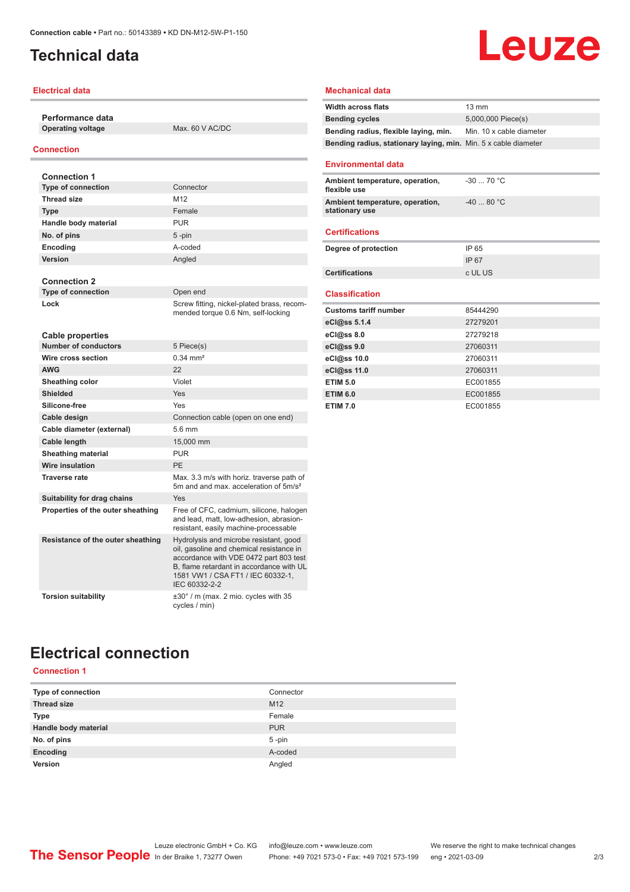# Technical data

## Electrical data

| Performance data | |
|---|---|
| Operating voltage | Max. 60 V AC/DC |

## Connection

| Connection 1 | |
|---|---|
| Type of connection | Connector |
| Thread size | M12 |
| Type | Female |
| Handle body material | PUR |
| No. of pins | 5 -pin |
| Encoding | A-coded |
| Version | Angled |

| Connection 2 | |
|---|---|
| Type of connection | Open end |
| Lock | Screw fitting, nickel-plated brass, recommended torque 0.6 Nm, self-locking |

| Cable properties | |
|---|---|
| Number of conductors | 5 Piece(s) |
| Wire cross section | 0.34 mm² |
| AWG | 22 |
| Sheathing color | Violet |
| Shielded | Yes |
| Silicone-free | Yes |
| Cable design | Connection cable (open on one end) |
| Cable diameter (external) | 5.6 mm |
| Cable length | 15,000 mm |
| Sheathing material | PUR |
| Wire insulation | PE |
| Traverse rate | Max. 3.3 m/s with horiz. traverse path of 5m and and max. acceleration of 5m/s² |
| Suitability for drag chains | Yes |
| Properties of the outer sheathing | Free of CFC, cadmium, silicone, halogen and lead, matt, low-adhesion, abrasion-resistant, easily machine-processable |
| Resistance of the outer sheathing | Hydrolysis and microbe resistant, good oil, gasoline and chemical resistance in accordance with VDE 0472 part 803 test B, flame retardant in accordance with UL 1581 VW1 / CSA FT1 / IEC 60332-1, IEC 60332-2-2 |
| Torsion suitability | ±30° / m (max. 2 mio. cycles with 35 cycles / min) |

## Mechanical data

| | |
|---|---|
| Width across flats | 13 mm |
| Bending cycles | 5,000,000 Piece(s) |
| Bending radius, flexible laying, min. | Min. 10 x cable diameter |
| Bending radius, stationary laying, min. | Min. 5 x cable diameter |

## Environmental data

| | |
|---|---|
| Ambient temperature, operation, flexible use | -30 ... 70 °C |
| Ambient temperature, operation, stationary use | -40 ... 80 °C |

## Certifications

| | |
|---|---|
| Degree of protection | IP 65 |
| | IP 67 |
| Certifications | c UL US |

## Classification

| | |
|---|---|
| Customs tariff number | 85444290 |
| eCl@ss 5.1.4 | 27279201 |
| eCl@ss 8.0 | 27279218 |
| eCl@ss 9.0 | 27060311 |
| eCl@ss 10.0 | 27060311 |
| eCl@ss 11.0 | 27060311 |
| ETIM 5.0 | EC001855 |
| ETIM 6.0 | EC001855 |
| ETIM 7.0 | EC001855 |

# Electrical connection

## Connection 1

| | |
|---|---|
| Type of connection | Connector |
| Thread size | M12 |
| Type | Female |
| Handle body material | PUR |
| No. of pins | 5 -pin |
| Encoding | A-coded |
| Version | Angled |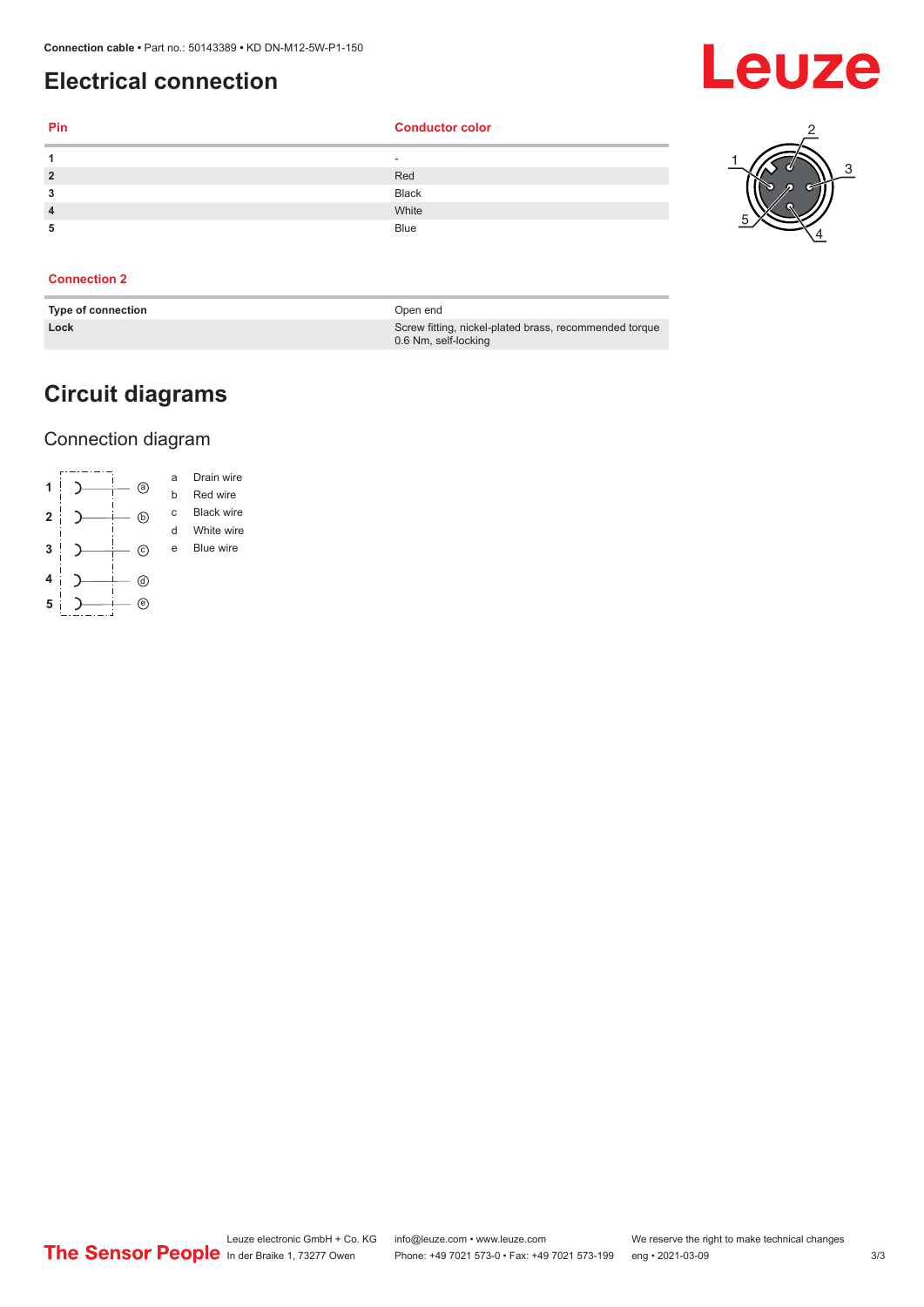## Electrical connection

| Pin | Conductor color |
|---|---|
| 1 | - |
| 2 | Red |
| 3 | Black |
| 4 | White |
| 5 | Blue |

2
1
3
5
4

### Connection 2

| | |
|---|---|
| Type of connection | Open end |
| Lock | Screw fitting, nickel-plated brass, recommended torque 0.6 Nm, self-locking |

## Circuit diagrams

### Connection diagram

1 ⓐ
2 ⓑ
3 ⓒ
4 ⓓ
5 ⓔ

| | |
|---|---|
| a | Drain wire |
| b | Red wire |
| c | Black wire |
| d | White wire |
| e | Blue wire |